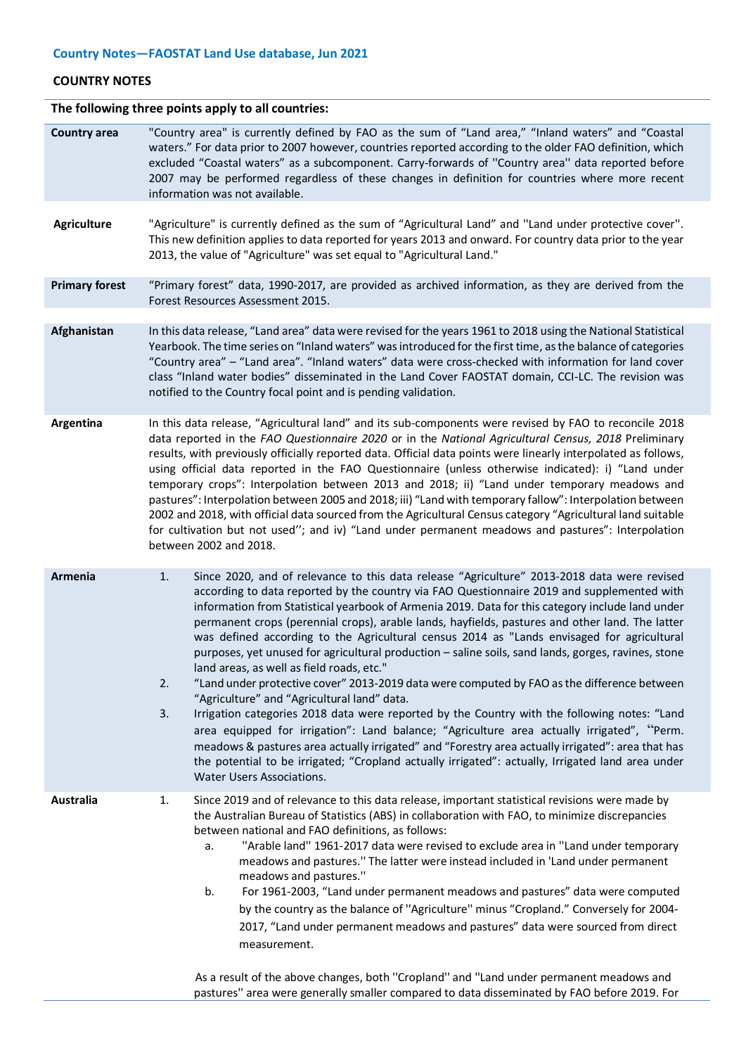# Country Notes—FAOSTAT Land Use database, Jun 2021

## COUNTRY NOTES

**The following three points apply to all countries:**

| | |
|---|---|
| **Country area** | "Country area" is currently defined by FAO as the sum of "Land area," "Inland waters" and "Coastal waters." For data prior to 2007 however, countries reported according to the older FAO definition, which excluded "Coastal waters" as a subcomponent. Carry-forwards of "Country area" data reported before 2007 may be performed regardless of these changes in definition for countries where more recent information was not available. |
| **Agriculture** | "Agriculture" is currently defined as the sum of "Agricultural Land" and "Land under protective cover". This new definition applies to data reported for years 2013 and onward. For country data prior to the year 2013, the value of "Agriculture" was set equal to "Agricultural Land." |
| **Primary forest** | "Primary forest" data, 1990-2017, are provided as archived information, as they are derived from the Forest Resources Assessment 2015. |
| **Afghanistan** | In this data release, "Land area" data were revised for the years 1961 to 2018 using the National Statistical Yearbook. The time series on "Inland waters" was introduced for the first time, as the balance of categories "Country area" – "Land area". "Inland waters" data were cross-checked with information for land cover class "Inland water bodies" disseminated in the Land Cover FAOSTAT domain, CCI-LC. The revision was notified to the Country focal point and is pending validation. |
| **Argentina** | In this data release, "Agricultural land" and its sub-components were revised by FAO to reconcile 2018 data reported in the *FAO Questionnaire 2020* or in the *National Agricultural Census, 2018* Preliminary results, with previously officially reported data. Official data points were linearly interpolated as follows, using official data reported in the FAO Questionnaire (unless otherwise indicated): i) "Land under temporary crops": Interpolation between 2013 and 2018; ii) "Land under temporary meadows and pastures": Interpolation between 2005 and 2018; iii) "Land with temporary fallow": Interpolation between 2002 and 2018, with official data sourced from the Agricultural Census category "Agricultural land suitable for cultivation but not used''; and iv) "Land under permanent meadows and pastures": Interpolation between 2002 and 2018. |
| **Armenia** | 1. Since 2020, and of relevance to this data release "Agriculture" 2013-2018 data were revised according to data reported by the country via FAO Questionnaire 2019 and supplemented with information from Statistical yearbook of Armenia 2019. Data for this category include land under permanent crops (perennial crops), arable lands, hayfields, pastures and other land. The latter was defined according to the Agricultural census 2014 as "Lands envisaged for agricultural purposes, yet unused for agricultural production – saline soils, sand lands, gorges, ravines, stone land areas, as well as field roads, etc." <br> 2. "Land under protective cover" 2013-2019 data were computed by FAO as the difference between "Agriculture" and "Agricultural land" data. <br> 3. Irrigation categories 2018 data were reported by the Country with the following notes: "Land area equipped for irrigation": Land balance; "Agriculture area actually irrigated", "Perm. meadows & pastures area actually irrigated" and "Forestry area actually irrigated": area that has the potential to be irrigated; "Cropland actually irrigated": actually, Irrigated land area under Water Users Associations. |
| **Australia** | 1. Since 2019 and of relevance to this data release, important statistical revisions were made by the Australian Bureau of Statistics (ABS) in collaboration with FAO, to minimize discrepancies between national and FAO definitions, as follows: <br> a. "Arable land" 1961-2017 data were revised to exclude area in "Land under temporary meadows and pastures." The latter were instead included in 'Land under permanent meadows and pastures." <br> b. For 1961-2003, "Land under permanent meadows and pastures" data were computed by the country as the balance of "Agriculture" minus "Cropland." Conversely for 2004-2017, "Land under permanent meadows and pastures" data were sourced from direct measurement. <br><br> As a result of the above changes, both "Cropland" and "Land under permanent meadows and pastures" area were generally smaller compared to data disseminated by FAO before 2019. For |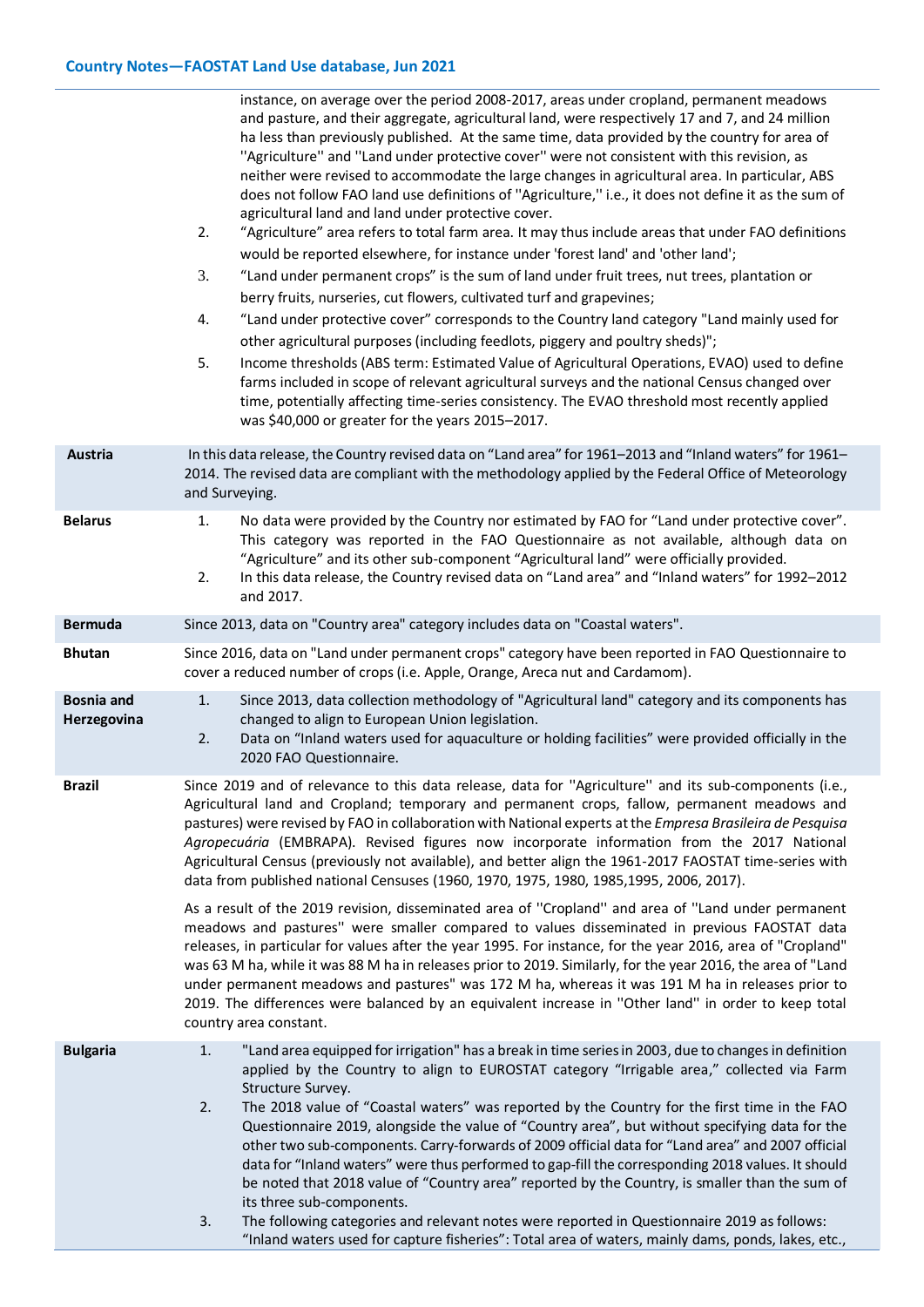| | |
|---|---|
| | instance, on average over the period 2008-2017, areas under cropland, permanent meadows and pasture, and their aggregate, agricultural land, were respectively 17 and 7, and 24 million ha less than previously published. At the same time, data provided by the country for area of ''Agriculture'' and ''Land under protective cover'' were not consistent with this revision, as neither were revised to accommodate the large changes in agricultural area. In particular, ABS does not follow FAO land use definitions of ''Agriculture,'' i.e., it does not define it as the sum of agricultural land and land under protective cover.<br>2. "Agriculture" area refers to total farm area. It may thus include areas that under FAO definitions would be reported elsewhere, for instance under 'forest land' and 'other land';<br>3. "Land under permanent crops" is the sum of land under fruit trees, nut trees, plantation or berry fruits, nurseries, cut flowers, cultivated turf and grapevines;<br>4. "Land under protective cover" corresponds to the Country land category "Land mainly used for other agricultural purposes (including feedlots, piggery and poultry sheds)";<br>5. Income thresholds (ABS term: Estimated Value of Agricultural Operations, EVAO) used to define farms included in scope of relevant agricultural surveys and the national Census changed over time, potentially affecting time-series consistency. The EVAO threshold most recently applied was $40,000 or greater for the years 2015–2017. |
| **Austria** | In this data release, the Country revised data on "Land area" for 1961–2013 and "Inland waters" for 1961–2014. The revised data are compliant with the methodology applied by the Federal Office of Meteorology and Surveying. |
| **Belarus** | 1. No data were provided by the Country nor estimated by FAO for "Land under protective cover". This category was reported in the FAO Questionnaire as not available, although data on "Agriculture" and its other sub-component "Agricultural land" were officially provided.<br>2. In this data release, the Country revised data on "Land area" and "Inland waters" for 1992–2012 and 2017. |
| **Bermuda** | Since 2013, data on "Country area" category includes data on "Coastal waters". |
| **Bhutan** | Since 2016, data on "Land under permanent crops" category have been reported in FAO Questionnaire to cover a reduced number of crops (i.e. Apple, Orange, Areca nut and Cardamom). |
| **Bosnia and Herzegovina** | 1. Since 2013, data collection methodology of "Agricultural land" category and its components has changed to align to European Union legislation.<br>2. Data on "Inland waters used for aquaculture or holding facilities" were provided officially in the 2020 FAO Questionnaire. |
| **Brazil** | Since 2019 and of relevance to this data release, data for ''Agriculture'' and its sub-components (i.e., Agricultural land and Cropland; temporary and permanent crops, fallow, permanent meadows and pastures) were revised by FAO in collaboration with National experts at the *Empresa Brasileira de Pesquisa Agropecuária* (EMBRAPA). Revised figures now incorporate information from the 2017 National Agricultural Census (previously not available), and better align the 1961-2017 FAOSTAT time-series with data from published national Censuses (1960, 1970, 1975, 1980, 1985,1995, 2006, 2017).<br><br>As a result of the 2019 revision, disseminated area of ''Cropland'' and area of ''Land under permanent meadows and pastures'' were smaller compared to values disseminated in previous FAOSTAT data releases, in particular for values after the year 1995. For instance, for the year 2016, area of "Cropland" was 63 M ha, while it was 88 M ha in releases prior to 2019. Similarly, for the year 2016, the area of "Land under permanent meadows and pastures" was 172 M ha, whereas it was 191 M ha in releases prior to 2019. The differences were balanced by an equivalent increase in ''Other land'' in order to keep total country area constant. |
| **Bulgaria** | 1. "Land area equipped for irrigation" has a break in time series in 2003, due to changes in definition applied by the Country to align to EUROSTAT category "Irrigable area," collected via Farm Structure Survey.<br>2. The 2018 value of "Coastal waters" was reported by the Country for the first time in the FAO Questionnaire 2019, alongside the value of "Country area", but without specifying data for the other two sub-components. Carry-forwards of 2009 official data for "Land area" and 2007 official data for "Inland waters" were thus performed to gap-fill the corresponding 2018 values. It should be noted that 2018 value of "Country area" reported by the Country, is smaller than the sum of its three sub-components.<br>3. The following categories and relevant notes were reported in Questionnaire 2019 as follows: "Inland waters used for capture fisheries": Total area of waters, mainly dams, ponds, lakes, etc., |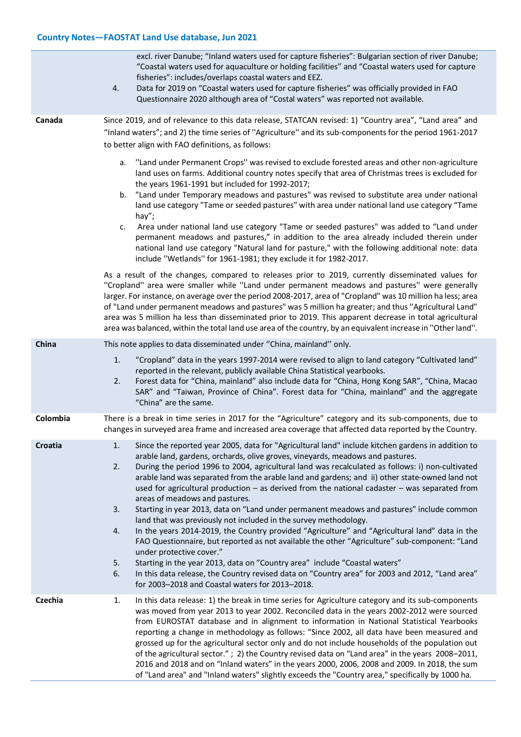| | |
|---|---|
| | excl. river Danube; “Inland waters used for capture fisheries”: Bulgarian section of river Danube; “Coastal waters used for aquaculture or holding facilities” and “Coastal waters used for capture fisheries”: includes/overlaps coastal waters and EEZ.<br>4. Data for 2019 on “Coastal waters used for capture fisheries” was officially provided in FAO Questionnaire 2020 although area of “Costal waters” was reported not available. |
| **Canada** | Since 2019, and of relevance to this data release, STATCAN revised: 1) “Country area”, “Land area” and “Inland waters”; and 2) the time series of ''Agriculture'' and its sub-components for the period 1961-2017 to better align with FAO definitions, as follows:<br>a. ''Land under Permanent Crops'' was revised to exclude forested areas and other non-agriculture land uses on farms. Additional country notes specify that area of Christmas trees is excluded for the years 1961-1991 but included for 1992-2017;<br>b. "Land under Temporary meadows and pastures" was revised to substitute area under national land use category "Tame or seeded pastures" with area under national land use category “Tame hay”;<br>c. Area under national land use category "Tame or seeded pastures" was added to “Land under permanent meadows and pastures,” in addition to the area already included therein under national land use category "Natural land for pasture," with the following additional note: data include ''Wetlands'' for 1961-1981; they exclude it for 1982-2017.<br><br>As a result of the changes, compared to releases prior to 2019, currently disseminated values for ''Cropland'' area were smaller while ''Land under permanent meadows and pastures'' were generally larger. For instance, on average over the period 2008-2017, area of "Cropland" was 10 million ha less; area of "Land under permanent meadows and pastures" was 5 million ha greater; and thus ''Agricultural Land'' area was 5 million ha less than disseminated prior to 2019. This apparent decrease in total agricultural area was balanced, within the total land use area of the country, by an equivalent increase in ''Other land''. |
| **China** | This note applies to data disseminated under ''China, mainland'' only.<br>1. “Cropland” data in the years 1997-2014 were revised to align to land category “Cultivated land” reported in the relevant, publicly available China Statistical yearbooks.<br>2. Forest data for “China, mainland” also include data for “China, Hong Kong SAR”, “China, Macao SAR” and “Taiwan, Province of China”. Forest data for “China, mainland” and the aggregate “China” are the same. |
| **Colombia** | There is a break in time series in 2017 for the “Agriculture” category and its sub-components, due to changes in surveyed area frame and increased area coverage that affected data reported by the Country. |
| **Croatia** | 1. Since the reported year 2005, data for "Agricultural land" include kitchen gardens in addition to arable land, gardens, orchards, olive groves, vineyards, meadows and pastures.<br>2. During the period 1996 to 2004, agricultural land was recalculated as follows: i) non-cultivated arable land was separated from the arable land and gardens; and ii) other state-owned land not used for agricultural production – as derived from the national cadaster – was separated from areas of meadows and pastures.<br>3. Starting in year 2013, data on “Land under permanent meadows and pastures” include common land that was previously not included in the survey methodology.<br>4. In the years 2014-2019, the Country provided “Agriculture” and “Agricultural land” data in the FAO Questionnaire, but reported as not available the other “Agriculture” sub-component: “Land under protective cover.”<br>5. Starting in the year 2013, data on “Country area” include “Coastal waters”<br>6. In this data release, the Country revised data on “Country area” for 2003 and 2012, “Land area” for 2003–2018 and Coastal waters for 2013–2018. |
| **Czechia** | 1. In this data release: 1) the break in time series for Agriculture category and its sub-components was moved from year 2013 to year 2002. Reconciled data in the years 2002-2012 were sourced from EUROSTAT database and in alignment to information in National Statistical Yearbooks reporting a change in methodology as follows: “Since 2002, all data have been measured and grossed up for the agricultural sector only and do not include households of the population out of the agricultural sector.” ; 2) the Country revised data on “Land area” in the years 2008–2011, 2016 and 2018 and on “Inland waters” in the years 2000, 2006, 2008 and 2009. In 2018, the sum of "Land area" and "Inland waters" slightly exceeds the "Country area," specifically by 1000 ha. |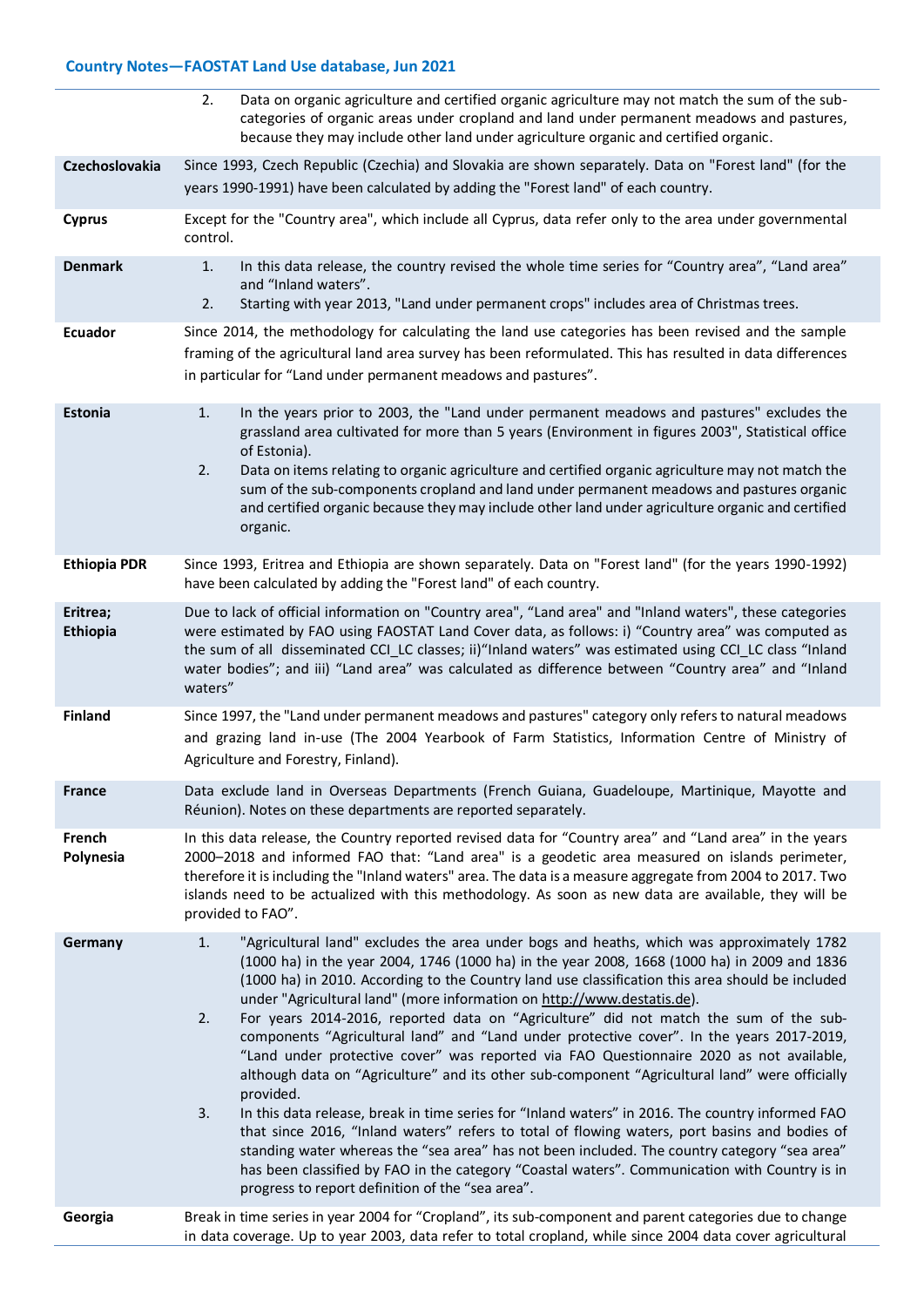| | |
|---|---|
| | 2. Data on organic agriculture and certified organic agriculture may not match the sum of the sub-categories of organic areas under cropland and land under permanent meadows and pastures, because they may include other land under agriculture organic and certified organic. |
| **Czechoslovakia** | Since 1993, Czech Republic (Czechia) and Slovakia are shown separately. Data on "Forest land" (for the years 1990-1991) have been calculated by adding the "Forest land" of each country. |
| **Cyprus** | Except for the "Country area", which include all Cyprus, data refer only to the area under governmental control. |
| **Denmark** | 1. In this data release, the country revised the whole time series for “Country area”, “Land area” and “Inland waters”.<br>2. Starting with year 2013, "Land under permanent crops" includes area of Christmas trees. |
| **Ecuador** | Since 2014, the methodology for calculating the land use categories has been revised and the sample framing of the agricultural land area survey has been reformulated. This has resulted in data differences in particular for “Land under permanent meadows and pastures”. |
| **Estonia** | 1. In the years prior to 2003, the "Land under permanent meadows and pastures" excludes the grassland area cultivated for more than 5 years (Environment in figures 2003", Statistical office of Estonia).<br>2. Data on items relating to organic agriculture and certified organic agriculture may not match the sum of the sub-components cropland and land under permanent meadows and pastures organic and certified organic because they may include other land under agriculture organic and certified organic. |
| **Ethiopia PDR** | Since 1993, Eritrea and Ethiopia are shown separately. Data on "Forest land" (for the years 1990-1992) have been calculated by adding the "Forest land" of each country. |
| **Eritrea; Ethiopia** | Due to lack of official information on "Country area", “Land area” and "Inland waters", these categories were estimated by FAO using FAOSTAT Land Cover data, as follows: i) “Country area” was computed as the sum of all disseminated CCI_LC classes; ii)“Inland waters” was estimated using CCI_LC class “Inland water bodies”; and iii) “Land area” was calculated as difference between “Country area” and “Inland waters” |
| **Finland** | Since 1997, the "Land under permanent meadows and pastures" category only refers to natural meadows and grazing land in-use (The 2004 Yearbook of Farm Statistics, Information Centre of Ministry of Agriculture and Forestry, Finland). |
| **France** | Data exclude land in Overseas Departments (French Guiana, Guadeloupe, Martinique, Mayotte and Réunion). Notes on these departments are reported separately. |
| **French Polynesia** | In this data release, the Country reported revised data for “Country area” and “Land area” in the years 2000–2018 and informed FAO that: “Land area" is a geodetic area measured on islands perimeter, therefore it is including the "Inland waters" area. The data is a measure aggregate from 2004 to 2017. Two islands need to be actualized with this methodology. As soon as new data are available, they will be provided to FAO”. |
| **Germany** | 1. "Agricultural land" excludes the area under bogs and heaths, which was approximately 1782 (1000 ha) in the year 2004, 1746 (1000 ha) in the year 2008, 1668 (1000 ha) in 2009 and 1836 (1000 ha) in 2010. According to the Country land use classification this area should be included under "Agricultural land" (more information on http://www.destatis.de).<br>2. For years 2014-2016, reported data on “Agriculture” did not match the sum of the sub-components “Agricultural land” and “Land under protective cover”. In the years 2017-2019, “Land under protective cover” was reported via FAO Questionnaire 2020 as not available, although data on “Agriculture” and its other sub-component “Agricultural land” were officially provided.<br>3. In this data release, break in time series for “Inland waters” in 2016. The country informed FAO that since 2016, “Inland waters” refers to total of flowing waters, port basins and bodies of standing water whereas the “sea area” has not been included. The country category “sea area” has been classified by FAO in the category “Coastal waters”. Communication with Country is in progress to report definition of the “sea area”. |
| **Georgia** | Break in time series in year 2004 for “Cropland”, its sub-component and parent categories due to change in data coverage. Up to year 2003, data refer to total cropland, while since 2004 data cover agricultural |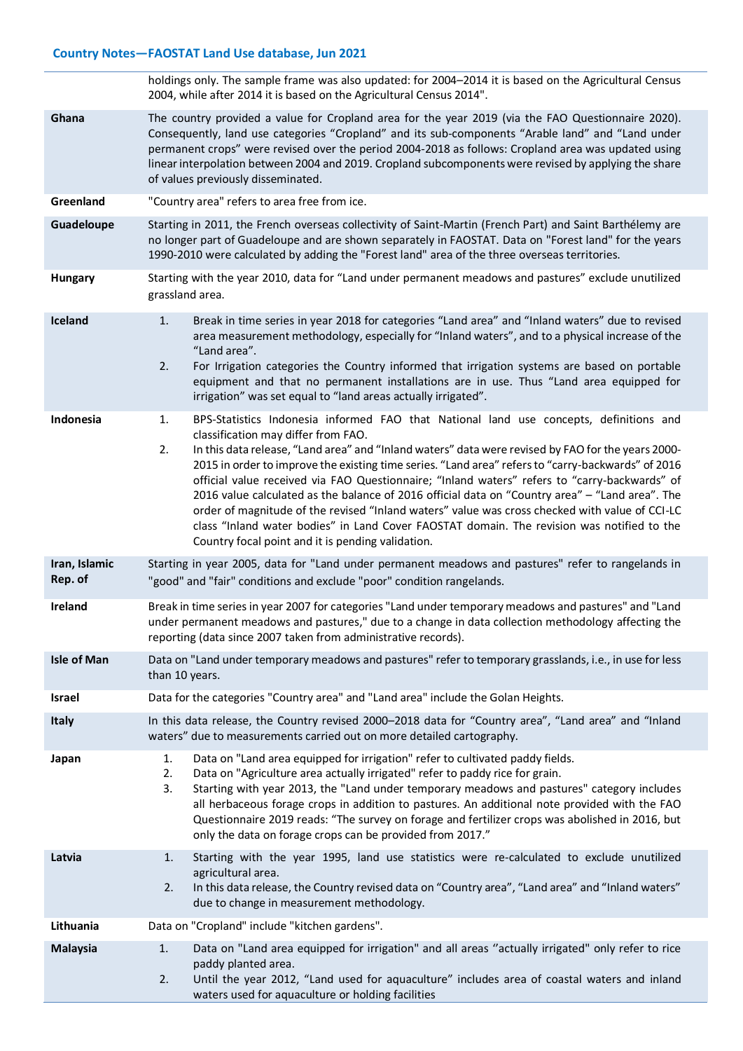| | |
|---|---|
| | holdings only. The sample frame was also updated: for 2004–2014 it is based on the Agricultural Census 2004, while after 2014 it is based on the Agricultural Census 2014". |
| **Ghana** | The country provided a value for Cropland area for the year 2019 (via the FAO Questionnaire 2020). Consequently, land use categories "Cropland" and its sub-components "Arable land" and "Land under permanent crops" were revised over the period 2004-2018 as follows: Cropland area was updated using linear interpolation between 2004 and 2019. Cropland subcomponents were revised by applying the share of values previously disseminated. |
| **Greenland** | "Country area" refers to area free from ice. |
| **Guadeloupe** | Starting in 2011, the French overseas collectivity of Saint-Martin (French Part) and Saint Barthélemy are no longer part of Guadeloupe and are shown separately in FAOSTAT. Data on "Forest land" for the years 1990-2010 were calculated by adding the "Forest land" area of the three overseas territories. |
| **Hungary** | Starting with the year 2010, data for "Land under permanent meadows and pastures" exclude unutilized grassland area. |
| **Iceland** | 1. Break in time series in year 2018 for categories "Land area" and "Inland waters" due to revised area measurement methodology, especially for "Inland waters", and to a physical increase of the "Land area".<br>2. For Irrigation categories the Country informed that irrigation systems are based on portable equipment and that no permanent installations are in use. Thus "Land area equipped for irrigation" was set equal to "land areas actually irrigated". |
| **Indonesia** | 1. BPS-Statistics Indonesia informed FAO that National land use concepts, definitions and classification may differ from FAO.<br>2. In this data release, "Land area" and "Inland waters" data were revised by FAO for the years 2000-2015 in order to improve the existing time series. "Land area" refers to "carry-backwards" of 2016 official value received via FAO Questionnaire; "Inland waters" refers to "carry-backwards" of 2016 value calculated as the balance of 2016 official data on "Country area" – "Land area". The order of magnitude of the revised "Inland waters" value was cross checked with value of CCI-LC class "Inland water bodies" in Land Cover FAOSTAT domain. The revision was notified to the Country focal point and it is pending validation. |
| **Iran, Islamic Rep. of** | Starting in year 2005, data for "Land under permanent meadows and pastures" refer to rangelands in "good" and "fair" conditions and exclude "poor" condition rangelands. |
| **Ireland** | Break in time series in year 2007 for categories "Land under temporary meadows and pastures" and "Land under permanent meadows and pastures," due to a change in data collection methodology affecting the reporting (data since 2007 taken from administrative records). |
| **Isle of Man** | Data on "Land under temporary meadows and pastures" refer to temporary grasslands, i.e., in use for less than 10 years. |
| **Israel** | Data for the categories "Country area" and "Land area" include the Golan Heights. |
| **Italy** | In this data release, the Country revised 2000–2018 data for "Country area", "Land area" and "Inland waters" due to measurements carried out on more detailed cartography. |
| **Japan** | 1. Data on "Land area equipped for irrigation" refer to cultivated paddy fields.<br>2. Data on "Agriculture area actually irrigated" refer to paddy rice for grain.<br>3. Starting with year 2013, the "Land under temporary meadows and pastures" category includes all herbaceous forage crops in addition to pastures. An additional note provided with the FAO Questionnaire 2019 reads: "The survey on forage and fertilizer crops was abolished in 2016, but only the data on forage crops can be provided from 2017." |
| **Latvia** | 1. Starting with the year 1995, land use statistics were re-calculated to exclude unutilized agricultural area.<br>2. In this data release, the Country revised data on "Country area", "Land area" and "Inland waters" due to change in measurement methodology. |
| **Lithuania** | Data on "Cropland" include "kitchen gardens". |
| **Malaysia** | 1. Data on "Land area equipped for irrigation" and all areas "actually irrigated" only refer to rice paddy planted area.<br>2. Until the year 2012, "Land used for aquaculture" includes area of coastal waters and inland waters used for aquaculture or holding facilities |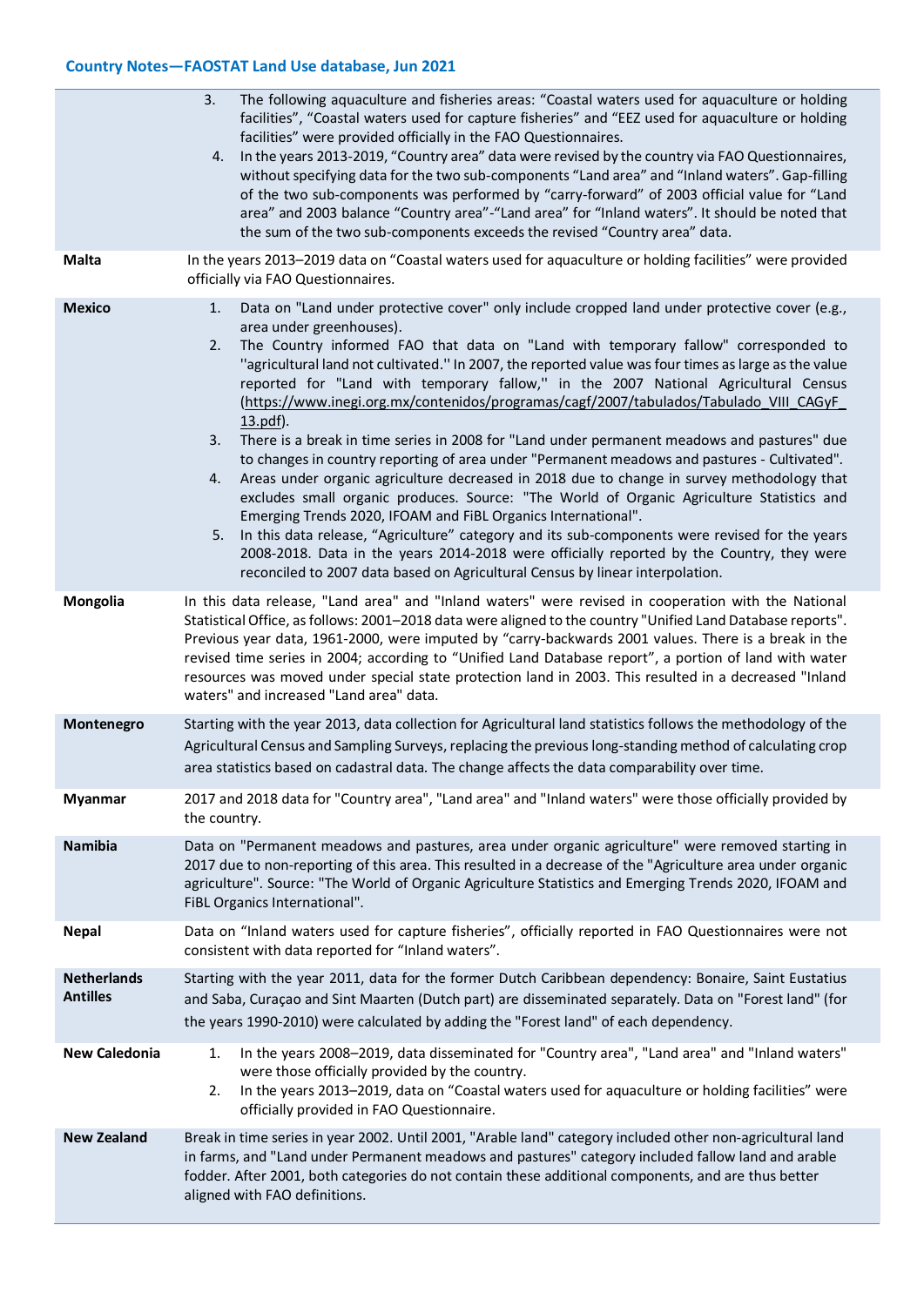| | |
|---|---|
| | 3. The following aquaculture and fisheries areas: "Coastal waters used for aquaculture or holding facilities", "Coastal waters used for capture fisheries" and "EEZ used for aquaculture or holding facilities" were provided officially in the FAO Questionnaires.<br>4. In the years 2013-2019, "Country area" data were revised by the country via FAO Questionnaires, without specifying data for the two sub-components "Land area" and "Inland waters". Gap-filling of the two sub-components was performed by "carry-forward" of 2003 official value for "Land area" and 2003 balance "Country area"-"Land area" for "Inland waters". It should be noted that the sum of the two sub-components exceeds the revised "Country area" data. |
| **Malta** | In the years 2013–2019 data on "Coastal waters used for aquaculture or holding facilities" were provided officially via FAO Questionnaires. |
| **Mexico** | 1. Data on "Land under protective cover" only include cropped land under protective cover (e.g., area under greenhouses).<br>2. The Country informed FAO that data on "Land with temporary fallow" corresponded to ''agricultural land not cultivated.'' In 2007, the reported value was four times as large as the value reported for "Land with temporary fallow," in the 2007 National Agricultural Census (https://www.inegi.org.mx/contenidos/programas/cagf/2007/tabulados/Tabulado_VIII_CAGyF_13.pdf).<br>3. There is a break in time series in 2008 for "Land under permanent meadows and pastures" due to changes in country reporting of area under "Permanent meadows and pastures - Cultivated".<br>4. Areas under organic agriculture decreased in 2018 due to change in survey methodology that excludes small organic produces. Source: "The World of Organic Agriculture Statistics and Emerging Trends 2020, IFOAM and FiBL Organics International".<br>5. In this data release, "Agriculture" category and its sub-components were revised for the years 2008-2018. Data in the years 2014-2018 were officially reported by the Country, they were reconciled to 2007 data based on Agricultural Census by linear interpolation. |
| **Mongolia** | In this data release, "Land area" and "Inland waters" were revised in cooperation with the National Statistical Office, as follows: 2001–2018 data were aligned to the country "Unified Land Database reports". Previous year data, 1961-2000, were imputed by "carry-backwards 2001 values. There is a break in the revised time series in 2004; according to "Unified Land Database report", a portion of land with water resources was moved under special state protection land in 2003. This resulted in a decreased "Inland waters" and increased "Land area" data. |
| **Montenegro** | Starting with the year 2013, data collection for Agricultural land statistics follows the methodology of the Agricultural Census and Sampling Surveys, replacing the previous long-standing method of calculating crop area statistics based on cadastral data. The change affects the data comparability over time. |
| **Myanmar** | 2017 and 2018 data for "Country area", "Land area" and "Inland waters" were those officially provided by the country. |
| **Namibia** | Data on "Permanent meadows and pastures, area under organic agriculture" were removed starting in 2017 due to non-reporting of this area. This resulted in a decrease of the "Agriculture area under organic agriculture". Source: "The World of Organic Agriculture Statistics and Emerging Trends 2020, IFOAM and FiBL Organics International". |
| **Nepal** | Data on "Inland waters used for capture fisheries", officially reported in FAO Questionnaires were not consistent with data reported for "Inland waters". |
| **Netherlands Antilles** | Starting with the year 2011, data for the former Dutch Caribbean dependency: Bonaire, Saint Eustatius and Saba, Curaçao and Sint Maarten (Dutch part) are disseminated separately. Data on "Forest land" (for the years 1990-2010) were calculated by adding the "Forest land" of each dependency. |
| **New Caledonia** | 1. In the years 2008–2019, data disseminated for "Country area", "Land area" and "Inland waters" were those officially provided by the country.<br>2. In the years 2013–2019, data on "Coastal waters used for aquaculture or holding facilities" were officially provided in FAO Questionnaire. |
| **New Zealand** | Break in time series in year 2002. Until 2001, "Arable land" category included other non-agricultural land in farms, and "Land under Permanent meadows and pastures" category included fallow land and arable fodder. After 2001, both categories do not contain these additional components, and are thus better aligned with FAO definitions. |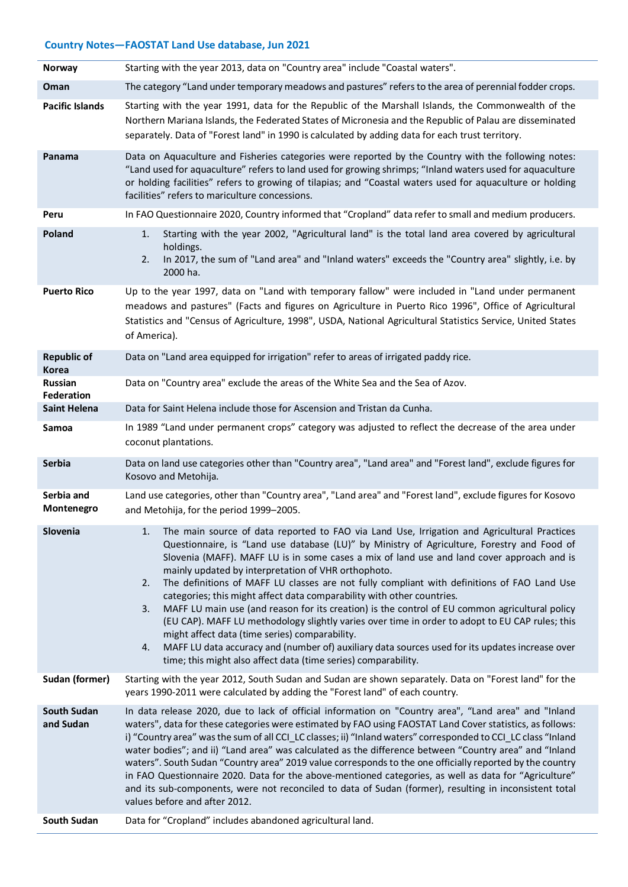## Country Notes—FAOSTAT Land Use database, Jun 2021

| | |
|---|---|
| **Norway** | Starting with the year 2013, data on "Country area" include "Coastal waters". |
| **Oman** | The category “Land under temporary meadows and pastures” refers to the area of perennial fodder crops. |
| **Pacific Islands** | Starting with the year 1991, data for the Republic of the Marshall Islands, the Commonwealth of the Northern Mariana Islands, the Federated States of Micronesia and the Republic of Palau are disseminated separately. Data of "Forest land" in 1990 is calculated by adding data for each trust territory. |
| **Panama** | Data on Aquaculture and Fisheries categories were reported by the Country with the following notes: “Land used for aquaculture” refers to land used for growing shrimps; “Inland waters used for aquaculture or holding facilities” refers to growing of tilapias; and “Coastal waters used for aquaculture or holding facilities” refers to mariculture concessions. |
| **Peru** | In FAO Questionnaire 2020, Country informed that “Cropland” data refer to small and medium producers. |
| **Poland** | 1. Starting with the year 2002, "Agricultural land" is the total land area covered by agricultural holdings.<br>2. In 2017, the sum of "Land area" and "Inland waters" exceeds the "Country area" slightly, i.e. by 2000 ha. |
| **Puerto Rico** | Up to the year 1997, data on "Land with temporary fallow" were included in "Land under permanent meadows and pastures" (Facts and figures on Agriculture in Puerto Rico 1996", Office of Agricultural Statistics and "Census of Agriculture, 1998", USDA, National Agricultural Statistics Service, United States of America). |
| **Republic of Korea** | Data on "Land area equipped for irrigation" refer to areas of irrigated paddy rice. |
| **Russian Federation** | Data on "Country area" exclude the areas of the White Sea and the Sea of Azov. |
| **Saint Helena** | Data for Saint Helena include those for Ascension and Tristan da Cunha. |
| **Samoa** | In 1989 “Land under permanent crops” category was adjusted to reflect the decrease of the area under coconut plantations. |
| **Serbia** | Data on land use categories other than "Country area", "Land area" and "Forest land", exclude figures for Kosovo and Metohija. |
| **Serbia and Montenegro** | Land use categories, other than "Country area", "Land area" and "Forest land", exclude figures for Kosovo and Metohija, for the period 1999–2005. |
| **Slovenia** | 1. The main source of data reported to FAO via Land Use, Irrigation and Agricultural Practices Questionnaire, is “Land use database (LU)” by Ministry of Agriculture, Forestry and Food of Slovenia (MAFF). MAFF LU is in some cases a mix of land use and land cover approach and is mainly updated by interpretation of VHR orthophoto.<br>2. The definitions of MAFF LU classes are not fully compliant with definitions of FAO Land Use categories; this might affect data comparability with other countries.<br>3. MAFF LU main use (and reason for its creation) is the control of EU common agricultural policy (EU CAP). MAFF LU methodology slightly varies over time in order to adopt to EU CAP rules; this might affect data (time series) comparability.<br>4. MAFF LU data accuracy and (number of) auxiliary data sources used for its updates increase over time; this might also affect data (time series) comparability. |
| **Sudan (former)** | Starting with the year 2012, South Sudan and Sudan are shown separately. Data on "Forest land" for the years 1990-2011 were calculated by adding the "Forest land" of each country. |
| **South Sudan and Sudan** | In data release 2020, due to lack of official information on "Country area", “Land area" and "Inland waters", data for these categories were estimated by FAO using FAOSTAT Land Cover statistics, as follows: i) “Country area” was the sum of all CCI_LC classes; ii) “Inland waters” corresponded to CCI_LC class “Inland water bodies”; and ii) “Land area” was calculated as the difference between “Country area” and “Inland waters”. South Sudan “Country area” 2019 value corresponds to the one officially reported by the country in FAO Questionnaire 2020. Data for the above-mentioned categories, as well as data for “Agriculture” and its sub-components, were not reconciled to data of Sudan (former), resulting in inconsistent total values before and after 2012. |
| **South Sudan** | Data for “Cropland” includes abandoned agricultural land. |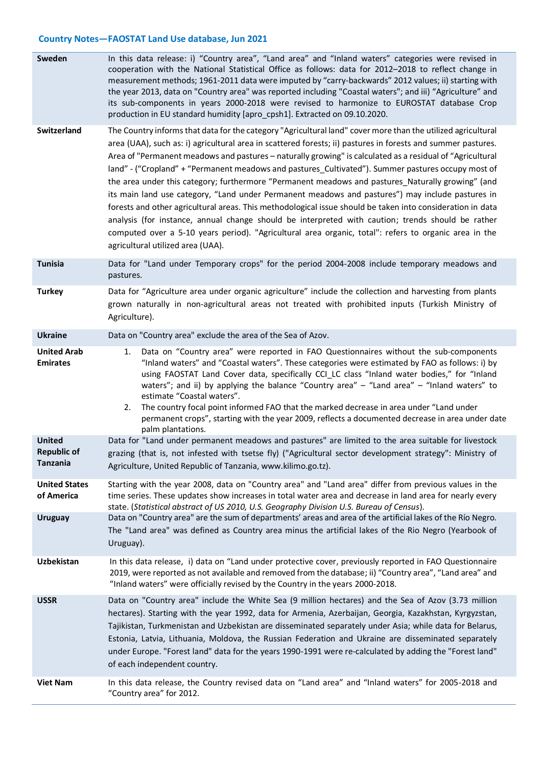## Country Notes—FAOSTAT Land Use database, Jun 2021

| | |
|---|---|
| **Sweden** | In this data release: i) "Country area", "Land area" and "Inland waters" categories were revised in cooperation with the National Statistical Office as follows: data for 2012–2018 to reflect change in measurement methods; 1961-2011 data were imputed by "carry-backwards" 2012 values; ii) starting with the year 2013, data on "Country area" was reported including "Coastal waters"; and iii) "Agriculture" and its sub-components in years 2000-2018 were revised to harmonize to EUROSTAT database Crop production in EU standard humidity [apro_cpsh1]. Extracted on 09.10.2020. |
| **Switzerland** | The Country informs that data for the category "Agricultural land" cover more than the utilized agricultural area (UAA), such as: i) agricultural area in scattered forests; ii) pastures in forests and summer pastures. Area of "Permanent meadows and pastures – naturally growing" is calculated as a residual of "Agricultural land" - ("Cropland" + "Permanent meadows and pastures_Cultivated"). Summer pastures occupy most of the area under this category; furthermore "Permanent meadows and pastures_Naturally growing" (and its main land use category, "Land under Permanent meadows and pastures") may include pastures in forests and other agricultural areas. This methodological issue should be taken into consideration in data analysis (for instance, annual change should be interpreted with caution; trends should be rather computed over a 5-10 years period). "Agricultural area organic, total": refers to organic area in the agricultural utilized area (UAA). |
| **Tunisia** | Data for "Land under Temporary crops" for the period 2004-2008 include temporary meadows and pastures. |
| **Turkey** | Data for "Agriculture area under organic agriculture" include the collection and harvesting from plants grown naturally in non-agricultural areas not treated with prohibited inputs (Turkish Ministry of Agriculture). |
| **Ukraine** | Data on "Country area" exclude the area of the Sea of Azov. |
| **United Arab Emirates** | 1. Data on "Country area" were reported in FAO Questionnaires without the sub-components "Inland waters" and "Coastal waters". These categories were estimated by FAO as follows: i) by using FAOSTAT Land Cover data, specifically CCI_LC class "Inland water bodies," for "Inland waters"; and ii) by applying the balance "Country area" – "Land area" – "Inland waters" to estimate "Coastal waters".<br>2. The country focal point informed FAO that the marked decrease in area under "Land under permanent crops", starting with the year 2009, reflects a documented decrease in area under date palm plantations. |
| **United Republic of Tanzania** | Data for "Land under permanent meadows and pastures" are limited to the area suitable for livestock grazing (that is, not infested with tsetse fly) ("Agricultural sector development strategy": Ministry of Agriculture, United Republic of Tanzania, www.kilimo.go.tz). |
| **United States of America** | Starting with the year 2008, data on "Country area" and "Land area" differ from previous values in the time series. These updates show increases in total water area and decrease in land area for nearly every state. (*Statistical abstract of US 2010, U.S. Geography Division U.S. Bureau of Census*). |
| **Uruguay** | Data on "Country area" are the sum of departments' areas and area of the artificial lakes of the Río Negro. The "Land area" was defined as Country area minus the artificial lakes of the Rio Negro (Yearbook of Uruguay). |
| **Uzbekistan** | In this data release, i) data on "Land under protective cover, previously reported in FAO Questionnaire 2019, were reported as not available and removed from the database; ii) "Country area", "Land area" and "Inland waters" were officially revised by the Country in the years 2000-2018. |
| **USSR** | Data on "Country area" include the White Sea (9 million hectares) and the Sea of Azov (3.73 million hectares). Starting with the year 1992, data for Armenia, Azerbaijan, Georgia, Kazakhstan, Kyrgyzstan, Tajikistan, Turkmenistan and Uzbekistan are disseminated separately under Asia; while data for Belarus, Estonia, Latvia, Lithuania, Moldova, the Russian Federation and Ukraine are disseminated separately under Europe. "Forest land" data for the years 1990-1991 were re-calculated by adding the "Forest land" of each independent country. |
| **Viet Nam** | In this data release, the Country revised data on "Land area" and "Inland waters" for 2005-2018 and "Country area" for 2012. |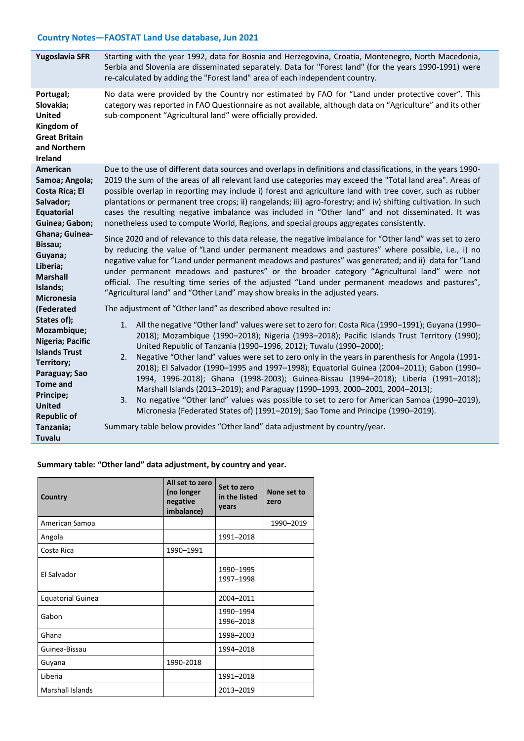### Country Notes—FAOSTAT Land Use database, Jun 2021

| | |
|---|---|
| **Yugoslavia SFR** | Starting with the year 1992, data for Bosnia and Herzegovina, Croatia, Montenegro, North Macedonia, Serbia and Slovenia are disseminated separately. Data for "Forest land" (for the years 1990-1991) were re-calculated by adding the "Forest land" area of each independent country. |
| **Portugal; Slovakia; United Kingdom of Great Britain and Northern Ireland** | No data were provided by the Country nor estimated by FAO for "Land under protective cover". This category was reported in FAO Questionnaire as not available, although data on "Agriculture" and its other sub-component "Agricultural land" were officially provided. |
| **American Samoa; Angola; Costa Rica; El Salvador; Equatorial Guinea; Gabon; Ghana; Guinea-Bissau; Guyana; Liberia; Marshall Islands; Micronesia (Federated States of); Mozambique; Nigeria; Pacific Islands Trust Territory; Paraguay; Sao Tome and Principe; United Republic of Tanzania; Tuvalu** | Due to the use of different data sources and overlaps in definitions and classifications, in the years 1990-2019 the sum of the areas of all relevant land use categories may exceed the "Total land area". Areas of possible overlap in reporting may include i) forest and agriculture land with tree cover, such as rubber plantations or permanent tree crops; ii) rangelands; iii) agro-forestry; and iv) shifting cultivation. In such cases the resulting negative imbalance was included in "Other land" and not disseminated. It was nonetheless used to compute World, Regions, and special groups aggregates consistently.<br><br>Since 2020 and of relevance to this data release, the negative imbalance for "Other land" was set to zero by reducing the value of "Land under permanent meadows and pastures" where possible, i.e., i) no negative value for "Land under permanent meadows and pastures" was generated; and ii) data for "Land under permanent meadows and pastures" or the broader category "Agricultural land" were not official. The resulting time series of the adjusted "Land under permanent meadows and pastures", "Agricultural land" and "Other Land" may show breaks in the adjusted years.<br><br>The adjustment of "Other land" as described above resulted in:<br><br>1. All the negative "Other land" values were set to zero for: Costa Rica (1990–1991); Guyana (1990–2018); Mozambique (1990–2018); Nigeria (1993–2018); Pacific Islands Trust Territory (1990); United Republic of Tanzania (1990–1996, 2012); Tuvalu (1990–2000);<br>2. Negative "Other land" values were set to zero only in the years in parenthesis for Angola (1991-2018); El Salvador (1990–1995 and 1997–1998); Equatorial Guinea (2004–2011); Gabon (1990–1994, 1996-2018); Ghana (1998-2003); Guinea-Bissau (1994–2018); Liberia (1991–2018); Marshall Islands (2013–2019); and Paraguay (1990–1993, 2000–2001, 2004–2013);<br>3. No negative "Other land" values was possible to set to zero for American Samoa (1990–2019), Micronesia (Federated States of) (1991–2019); Sao Tome and Principe (1990–2019).<br><br>Summary table below provides "Other land" data adjustment by country/year. |

**Summary table: "Other land" data adjustment, by country and year.**

| Country | All set to zero (no longer negative imbalance) | Set to zero in the listed years | None set to zero |
|---|---|---|---|
| American Samoa | | | 1990–2019 |
| Angola | | 1991–2018 | |
| Costa Rica | 1990–1991 | | |
| El Salvador | | 1990–1995<br>1997–1998 | |
| Equatorial Guinea | | 2004–2011 | |
| Gabon | | 1990–1994<br>1996–2018 | |
| Ghana | | 1998–2003 | |
| Guinea-Bissau | | 1994–2018 | |
| Guyana | 1990-2018 | | |
| Liberia | | 1991–2018 | |
| Marshall Islands | | 2013–2019 | |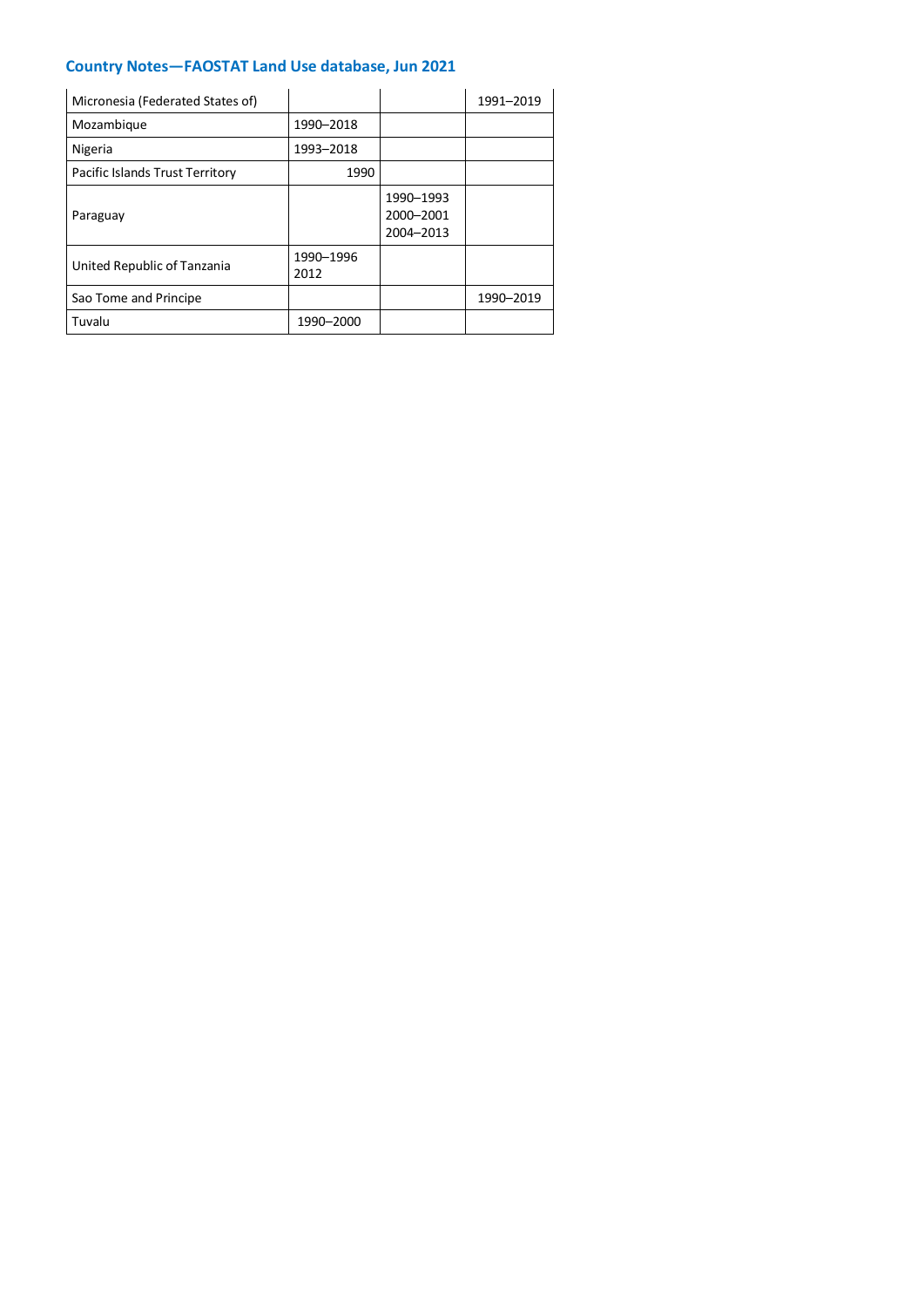| | | | |
|---|---|---|---|
| Micronesia (Federated States of) | | | 1991–2019 |
| Mozambique | 1990–2018 | | |
| Nigeria | 1993–2018 | | |
| Pacific Islands Trust Territory | 1990 | | |
| Paraguay | | 1990–1993<br>2000–2001<br>2004–2013 | |
| United Republic of Tanzania | 1990–1996<br>2012 | | |
| Sao Tome and Principe | | | 1990–2019 |
| Tuvalu | 1990–2000 | | |